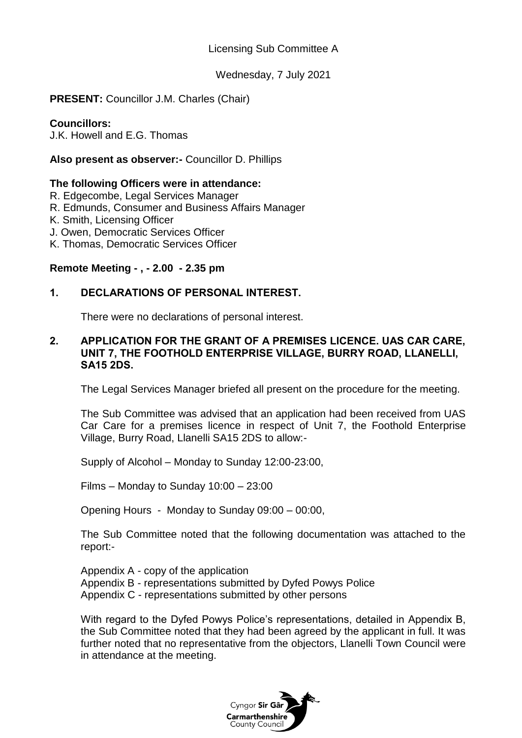Licensing Sub Committee A

Wednesday, 7 July 2021

**PRESENT:** Councillor J.M. Charles (Chair)

**Councillors:**
J.K. Howell and E.G. Thomas

**Also present as observer:-** Councillor D. Phillips

**The following Officers were in attendance:**
R. Edgecombe, Legal Services Manager
R. Edmunds, Consumer and Business Affairs Manager
K. Smith, Licensing Officer
J. Owen, Democratic Services Officer
K. Thomas, Democratic Services Officer

**Remote Meeting - , - 2.00 - 2.35 pm**

## 1. DECLARATIONS OF PERSONAL INTEREST.

There were no declarations of personal interest.

## 2. APPLICATION FOR THE GRANT OF A PREMISES LICENCE. UAS CAR CARE, UNIT 7, THE FOOTHOLD ENTERPRISE VILLAGE, BURRY ROAD, LLANELLI, SA15 2DS.

The Legal Services Manager briefed all present on the procedure for the meeting.

The Sub Committee was advised that an application had been received from UAS Car Care for a premises licence in respect of Unit 7, the Foothold Enterprise Village, Burry Road, Llanelli SA15 2DS to allow:-

Supply of Alcohol – Monday to Sunday 12:00-23:00,

Films – Monday to Sunday 10:00 – 23:00

Opening Hours - Monday to Sunday 09:00 – 00:00,

The Sub Committee noted that the following documentation was attached to the report:-

Appendix A - copy of the application
Appendix B - representations submitted by Dyfed Powys Police
Appendix C - representations submitted by other persons

With regard to the Dyfed Powys Police's representations, detailed in Appendix B, the Sub Committee noted that they had been agreed by the applicant in full. It was further noted that no representative from the objectors, Llanelli Town Council were in attendance at the meeting.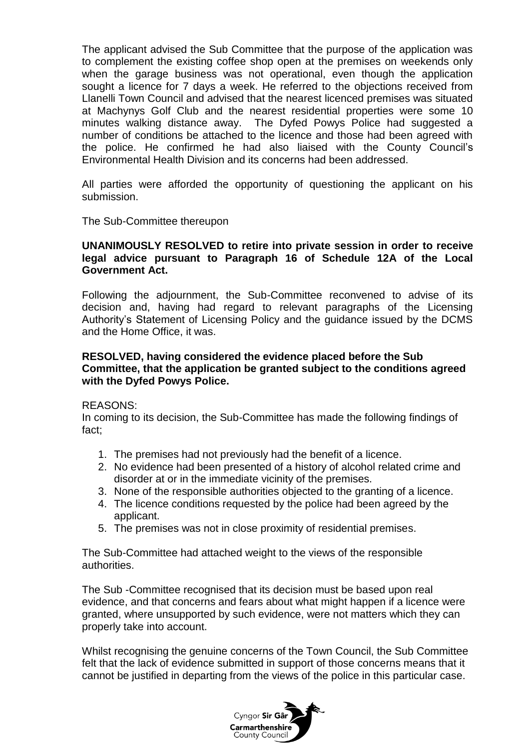The applicant advised the Sub Committee that the purpose of the application was to complement the existing coffee shop open at the premises on weekends only when the garage business was not operational, even though the application sought a licence for 7 days a week. He referred to the objections received from Llanelli Town Council and advised that the nearest licenced premises was situated at Machynys Golf Club and the nearest residential properties were some 10 minutes walking distance away. The Dyfed Powys Police had suggested a number of conditions be attached to the licence and those had been agreed with the police. He confirmed he had also liaised with the County Council's Environmental Health Division and its concerns had been addressed.

All parties were afforded the opportunity of questioning the applicant on his submission.

The Sub-Committee thereupon

**UNANIMOUSLY RESOLVED to retire into private session in order to receive legal advice pursuant to Paragraph 16 of Schedule 12A of the Local Government Act.**

Following the adjournment, the Sub-Committee reconvened to advise of its decision and, having had regard to relevant paragraphs of the Licensing Authority's Statement of Licensing Policy and the guidance issued by the DCMS and the Home Office, it was.

**RESOLVED, having considered the evidence placed before the Sub Committee, that the application be granted subject to the conditions agreed with the Dyfed Powys Police.**

REASONS:
In coming to its decision, the Sub-Committee has made the following findings of fact;

1. The premises had not previously had the benefit of a licence.
2. No evidence had been presented of a history of alcohol related crime and disorder at or in the immediate vicinity of the premises.
3. None of the responsible authorities objected to the granting of a licence.
4. The licence conditions requested by the police had been agreed by the applicant.
5. The premises was not in close proximity of residential premises.

The Sub-Committee had attached weight to the views of the responsible authorities.

The Sub -Committee recognised that its decision must be based upon real evidence, and that concerns and fears about what might happen if a licence were granted, where unsupported by such evidence, were not matters which they can properly take into account.

Whilst recognising the genuine concerns of the Town Council, the Sub Committee felt that the lack of evidence submitted in support of those concerns means that it cannot be justified in departing from the views of the police in this particular case.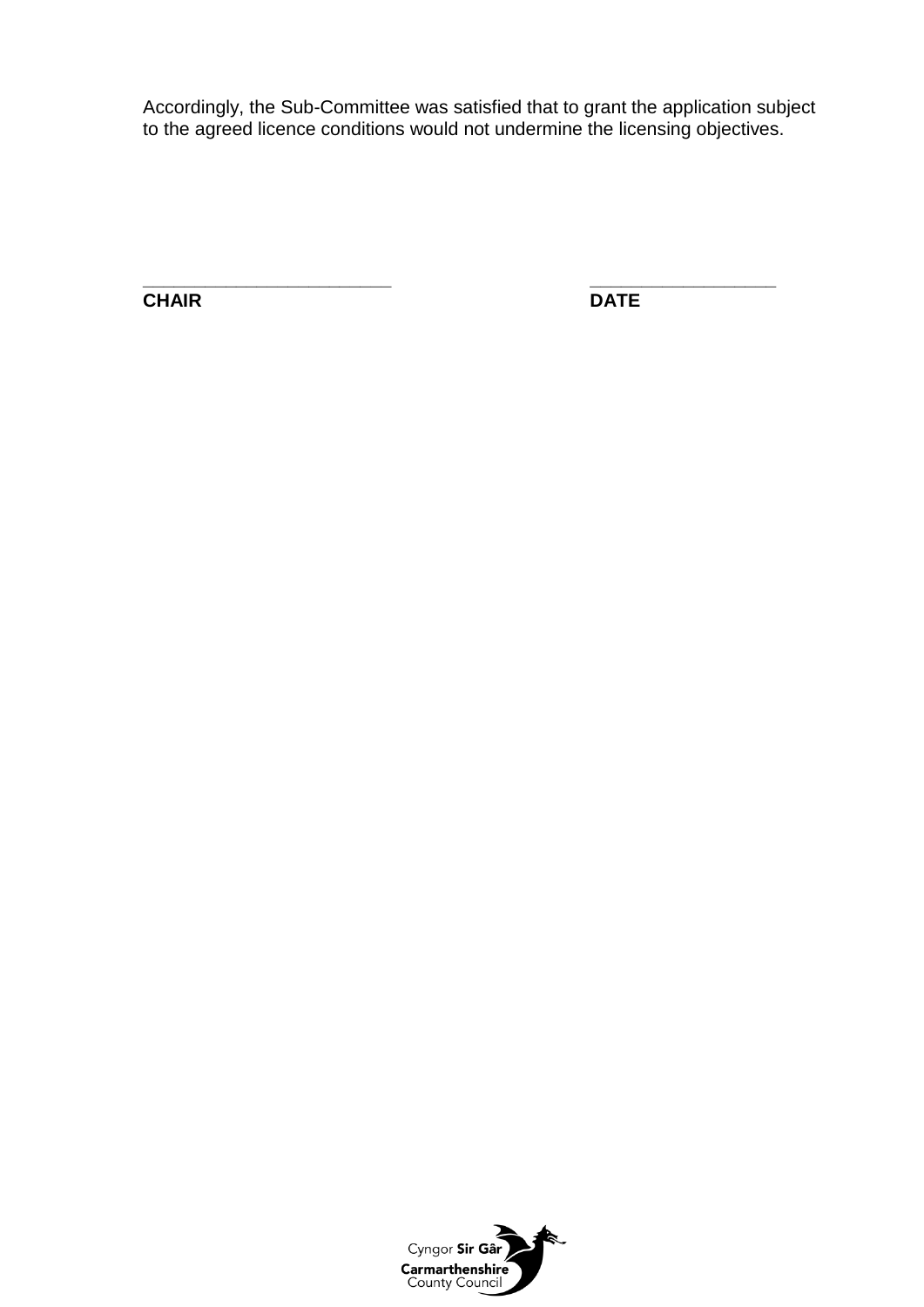Accordingly, the Sub-Committee was satisfied that to grant the application subject to the agreed licence conditions would not undermine the licensing objectives.

\_\_\_\_\_\_\_\_\_\_\_\_\_\_\_\_\_\_\_\_\_\_\_\_\_\_ \_\_\_\_\_\_\_\_\_\_\_\_\_\_\_\_\_\_\_\_

**CHAIR** **DATE**